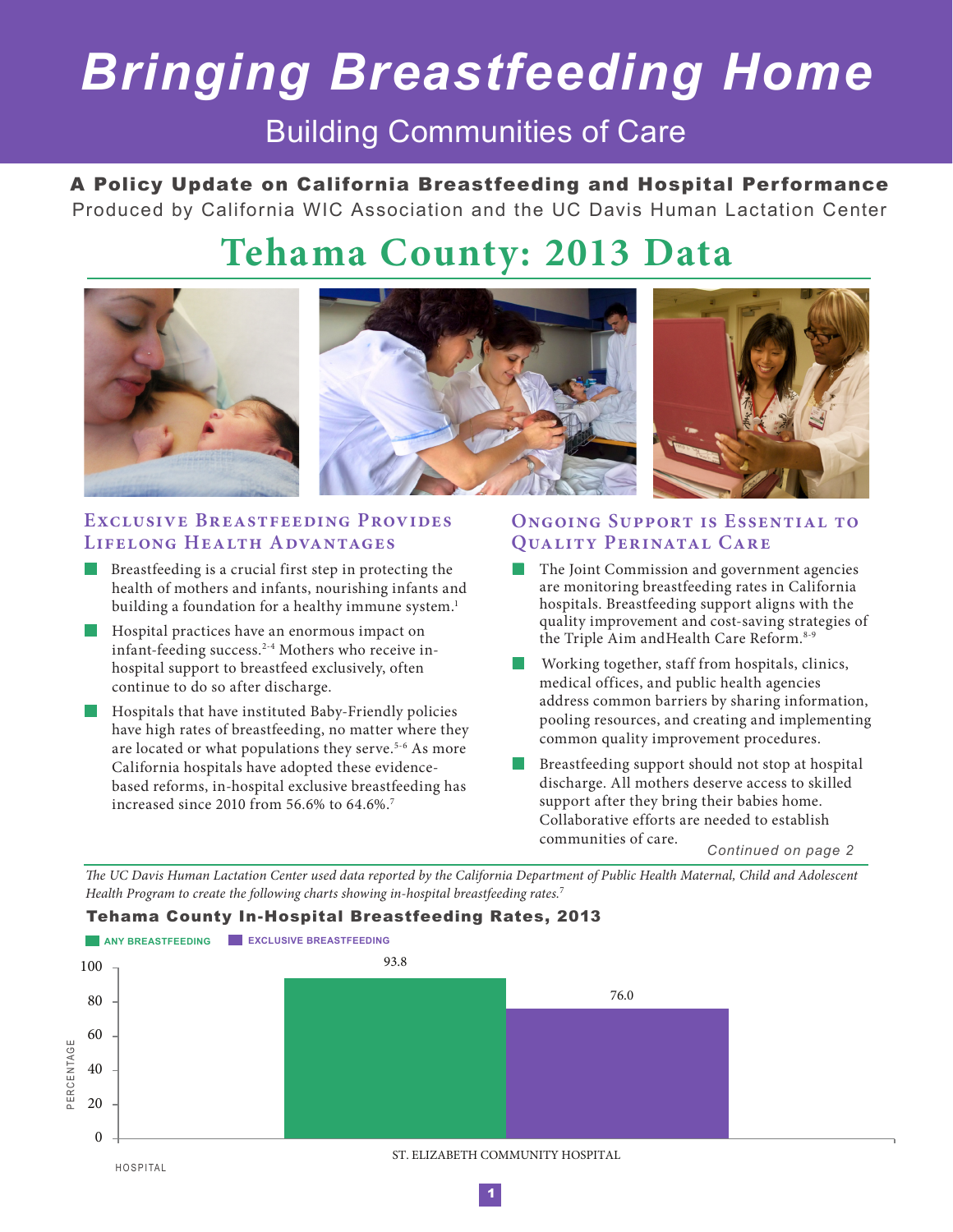# Bringing Breastfeeding Home

## Building Communities of Care

**A Policy Update on California Breastfeeding and Hospital Performance**

Produced by California WIC Association and the UC Davis Human Lactation Center

# Tehama County: 2013 Data

### Exclusive Breastfeeding Provides Lifelong Health Advantages

- Breastfeeding is a crucial first step in protecting the health of mothers and infants, nourishing infants and building a foundation for a healthy immune system.[1]
- Hospital practices have an enormous impact on infant-feeding success.[2-4] Mothers who receive in-hospital support to breastfeed exclusively, often continue to do so after discharge.
- Hospitals that have instituted Baby-Friendly policies have high rates of breastfeeding, no matter where they are located or what populations they serve.[5-6] As more California hospitals have adopted these evidence-based reforms, in-hospital exclusive breastfeeding has increased since 2010 from 56.6% to 64.6%.[7]

### Ongoing Support is Essential to Quality Perinatal Care

- The Joint Commission and government agencies are monitoring breastfeeding rates in California hospitals. Breastfeeding support aligns with the quality improvement and cost-saving strategies of the Triple Aim andHealth Care Reform.[8-9]
- Working together, staff from hospitals, clinics, medical offices, and public health agencies address common barriers by sharing information, pooling resources, and creating and implementing common quality improvement procedures.
- Breastfeeding support should not stop at hospital discharge. All mothers deserve access to skilled support after they bring their babies home. Collaborative efforts are needed to establish communities of care.

*Continued on page 2*

*The UC Davis Human Lactation Center used data reported by the California Department of Public Health Maternal, Child and Adolescent Health Program to create the following charts showing in-hospital breastfeeding rates.*[7]

### Tehama County In-Hospital Breastfeeding Rates, 2013

| Hospital | Any Breastfeeding (%) | Exclusive Breastfeeding (%) |
|---|---|---|
| St. Elizabeth Community Hospital | 93.8 | 76.0 |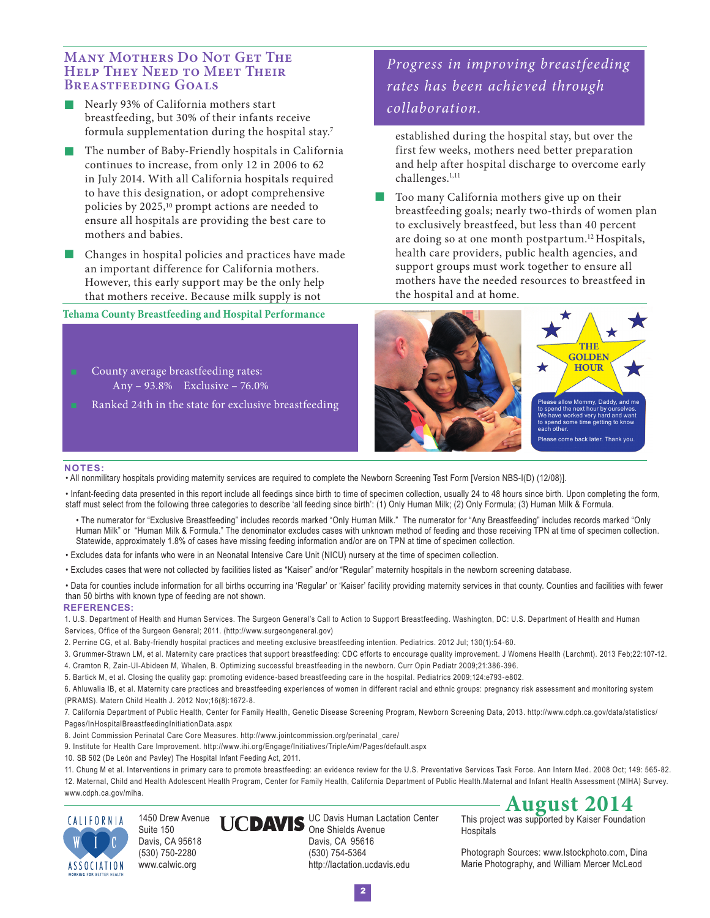## Many Mothers Do Not Get The Help They Need to Meet Their Breastfeeding Goals

- Nearly 93% of California mothers start breastfeeding, but 30% of their infants receive formula supplementation during the hospital stay.[7]
- The number of Baby-Friendly hospitals in California continues to increase, from only 12 in 2006 to 62 in July 2014. With all California hospitals required to have this designation, or adopt comprehensive policies by 2025,[10] prompt actions are needed to ensure all hospitals are providing the best care to mothers and babies.
- Changes in hospital policies and practices have made an important difference for California mothers. However, this early support may be the only help that mothers receive. Because milk supply is not established during the hospital stay, but over the first few weeks, mothers need better preparation and help after hospital discharge to overcome early challenges.[1,11]
- Too many California mothers give up on their breastfeeding goals; nearly two-thirds of women plan to exclusively breastfeed, but less than 40 percent are doing so at one month postpartum.[12] Hospitals, health care providers, public health agencies, and support groups must work together to ensure all mothers have the needed resources to breastfeed in the hospital and at home.

*Progress in improving breastfeeding rates has been achieved through collaboration.*

### Tehama County Breastfeeding and Hospital Performance

- County average breastfeeding rates:
  Any – 93.8%  Exclusive – 76.0%
- Ranked 24th in the state for exclusive breastfeeding

THE GOLDEN HOUR

Please allow Mommy, Daddy, and me to spend the next hour by ourselves. We have worked very hard and want to spend some time getting to know each other.

Please come back later. Thank you.

**NOTES:**

- All nonmilitary hospitals providing maternity services are required to complete the Newborn Screening Test Form [Version NBS-I(D) (12/08)].
- Infant-feeding data presented in this report include all feedings since birth to time of specimen collection, usually 24 to 48 hours since birth. Upon completing the form, staff must select from the following three categories to describe 'all feeding since birth': (1) Only Human Milk; (2) Only Formula; (3) Human Milk & Formula.
  - The numerator for "Exclusive Breastfeeding" includes records marked "Only Human Milk." The numerator for "Any Breastfeeding" includes records marked "Only Human Milk" or "Human Milk & Formula." The denominator excludes cases with unknown method of feeding and those receiving TPN at time of specimen collection. Statewide, approximately 1.8% of cases have missing feeding information and/or are on TPN at time of specimen collection.
- Excludes data for infants who were in an Neonatal Intensive Care Unit (NICU) nursery at the time of specimen collection.
- Excludes cases that were not collected by facilities listed as "Kaiser" and/or "Regular" maternity hospitals in the newborn screening database.
- Data for counties include information for all births occurring ina 'Regular' or 'Kaiser' facility providing maternity services in that county. Counties and facilities with fewer than 50 births with known type of feeding are not shown.

**REFERENCES:**

1. U.S. Department of Health and Human Services. The Surgeon General's Call to Action to Support Breastfeeding. Washington, DC: U.S. Department of Health and Human Services, Office of the Surgeon General; 2011. (http://www.surgeongeneral.gov)
2. Perrine CG, et al. Baby-friendly hospital practices and meeting exclusive breastfeeding intention. Pediatrics. 2012 Jul; 130(1):54-60.
3. Grummer-Strawn LM, et al. Maternity care practices that support breastfeeding: CDC efforts to encourage quality improvement. J Womens Health (Larchmt). 2013 Feb;22:107-12.
4. Cramton R, Zain-Ul-Abideen M, Whalen, B. Optimizing successful breastfeeding in the newborn. Curr Opin Pediatr 2009;21:386-396.
5. Bartick M, et al. Closing the quality gap: promoting evidence-based breastfeeding care in the hospital. Pediatrics 2009;124:e793-e802.
6. Ahluwalia IB, et al. Maternity care practices and breastfeeding experiences of women in different racial and ethnic groups: pregnancy risk assessment and monitoring system (PRAMS). Matern Child Health J. 2012 Nov;16(8):1672-8.
7. California Department of Public Health, Center for Family Health, Genetic Disease Screening Program, Newborn Screening Data, 2013. http://www.cdph.ca.gov/data/statistics/Pages/InHospitalBreastfeedingInitiationData.aspx
8. Joint Commission Perinatal Care Core Measures. http://www.jointcommission.org/perinatal_care/
9. Institute for Health Care Improvement. http://www.ihi.org/Engage/Initiatives/TripleAim/Pages/default.aspx
10. SB 502 (De León and Pavley) The Hospital Infant Feeding Act, 2011.
11. Chung M et al. Interventions in primary care to promote breastfeeding: an evidence review for the U.S. Preventative Services Task Force. Ann Intern Med. 2008 Oct; 149: 565-82.
12. Maternal, Child and Health Adolescent Health Program, Center for Family Health, California Department of Public Health.Maternal and Infant Health Assessment (MIHA) Survey. www.cdph.ca.gov/miha.

## August 2014

CALIFORNIA WIC ASSOCIATION
WORKING FOR BETTER HEALTH

1450 Drew Avenue
Suite 150
Davis, CA 95618
(530) 750-2280
www.calwic.org

UC DAVIS

UC Davis Human Lactation Center
One Shields Avenue
Davis, CA 95616
(530) 754-5364
http://lactation.ucdavis.edu

This project was supported by Kaiser Foundation Hospitals

Photograph Sources: www.Istockphoto.com, Dina Marie Photography, and William Mercer McLeod